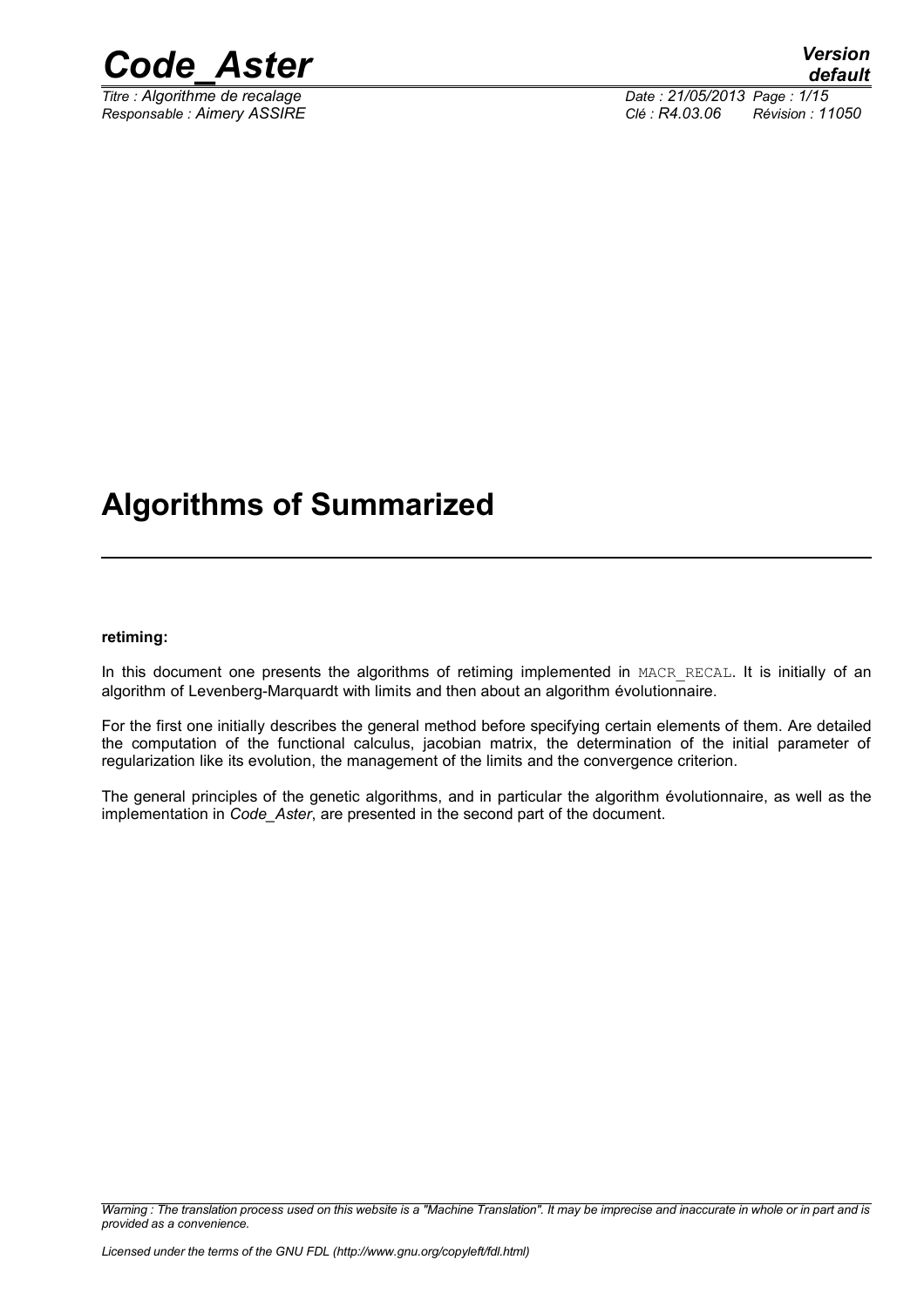# Algorithms of Summarized

**retiming:**

In this document one presents the algorithms of retiming implemented in MACR_RECAL. It is initially of an algorithm of Levenberg-Marquardt with limits and then about an algorithm évolutionnaire.

For the first one initially describes the general method before specifying certain elements of them. Are detailed the computation of the functional calculus, jacobian matrix, the determination of the initial parameter of regularization like its evolution, the management of the limits and the convergence criterion.

The general principles of the genetic algorithms, and in particular the algorithm évolutionnaire, as well as the implementation in *Code_Aster*, are presented in the second part of the document.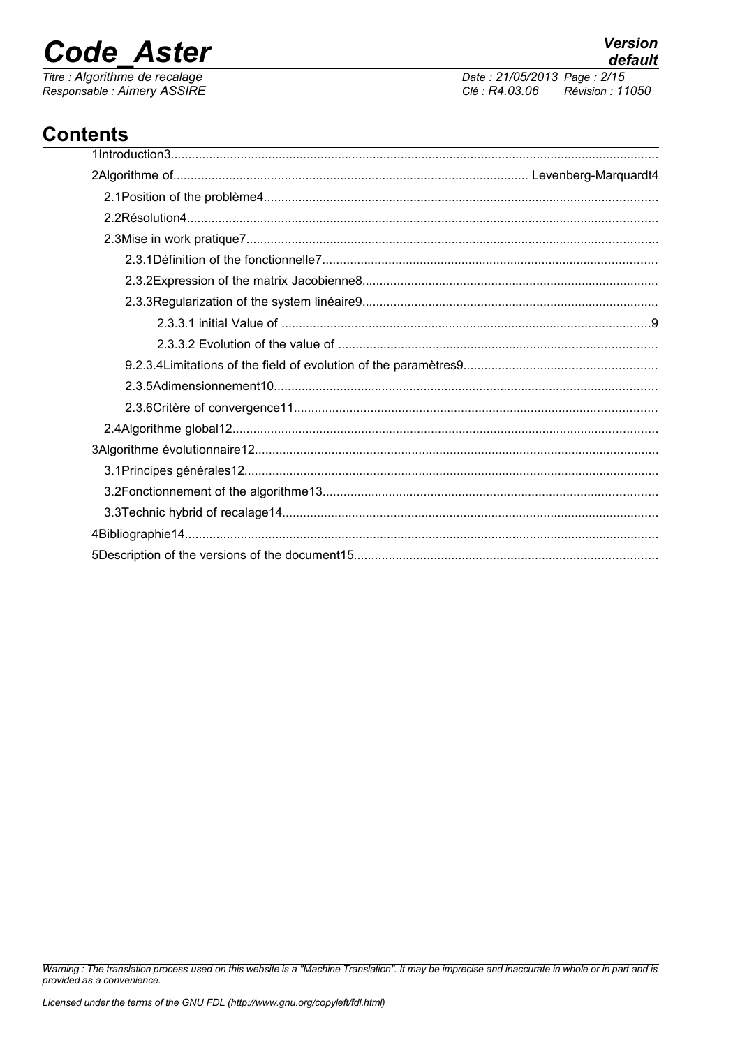## Contents

1Introduction3
2Algorithme of Levenberg-Marquardt4
- 2.1Position of the problème4
- 2.2Résolution4
- 2.3Mise in work pratique7
  - 2.3.1Définition of the fonctionnelle7
  - 2.3.2Expression of the matrix Jacobienne8
  - 2.3.3Regularization of the system linéaire9
    - 2.3.3.1 initial Value of 9
    - 2.3.3.2 Evolution of the value of
  - 9.2.3.4Limitations of the field of evolution of the paramètres9
  - 2.3.5Adimensionnement10
  - 2.3.6Critère of convergence11
- 2.4Algorithme global12

3Algorithme évolutionnaire12
- 3.1Principes générales12
- 3.2Fonctionnement of the algorithme13
- 3.3Technic hybrid of recalage14

4Bibliographie14
5Description of the versions of the document15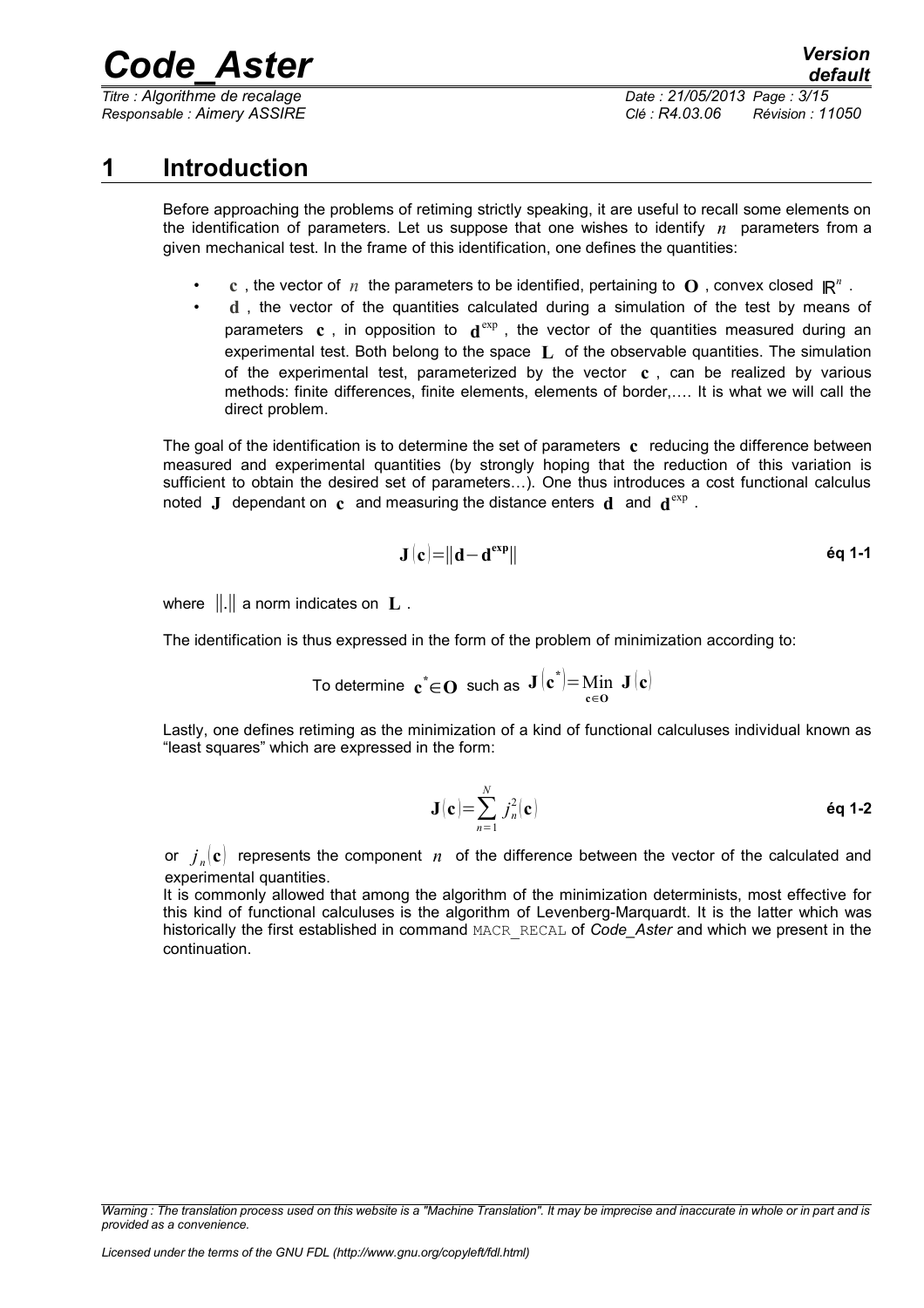# 1 Introduction

Before approaching the problems of retiming strictly speaking, it are useful to recall some elements on the identification of parameters. Let us suppose that one wishes to identify $n$ parameters from a given mechanical test. In the frame of this identification, one defines the quantities:

- $\mathbf{c}$ , the vector of $n$ the parameters to be identified, pertaining to $\mathbf{O}$ , convex closed $\mathbb{R}^n$ .
- $\mathbf{d}$ , the vector of the quantities calculated during a simulation of the test by means of parameters $\mathbf{c}$ , in opposition to $\mathbf{d}^{\exp}$ , the vector of the quantities measured during an experimental test. Both belong to the space $\mathbf{L}$ of the observable quantities. The simulation of the experimental test, parameterized by the vector $\mathbf{c}$ , can be realized by various methods: finite differences, finite elements, elements of border,…. It is what we will call the direct problem.

The goal of the identification is to determine the set of parameters $\mathbf{c}$ reducing the difference between measured and experimental quantities (by strongly hoping that the reduction of this variation is sufficient to obtain the desired set of parameters…). One thus introduces a cost functional calculus noted $\mathbf{J}$ dependant on $\mathbf{c}$ and measuring the distance enters $\mathbf{d}$ and $\mathbf{d}^{\exp}$ .

$$\mathbf{J}(\mathbf{c})=\|\mathbf{d}-\mathbf{d}^{\mathbf{exp}}\| \qquad \text{éq 1-1}$$

where $\|.\|$ a norm indicates on $\mathbf{L}$ .

The identification is thus expressed in the form of the problem of minimization according to:

To determine $\mathbf{c}^{*}\in\mathbf{O}$ such as $\mathbf{J}(\mathbf{c}^{*})=\underset{\mathbf{c}\in\mathbf{O}}{\mathrm{Min}}\ \mathbf{J}(\mathbf{c})$

Lastly, one defines retiming as the minimization of a kind of functional calculuses individual known as "least squares" which are expressed in the form:

$$\mathbf{J}(\mathbf{c})=\sum_{n=1}^{N} j_n^2(\mathbf{c}) \qquad \text{éq 1-2}$$

or $j_n(\mathbf{c})$ represents the component $n$ of the difference between the vector of the calculated and experimental quantities.

It is commonly allowed that among the algorithm of the minimization determinists, most effective for this kind of functional calculuses is the algorithm of Levenberg-Marquardt. It is the latter which was historically the first established in command MACR_RECAL of *Code_Aster* and which we present in the continuation.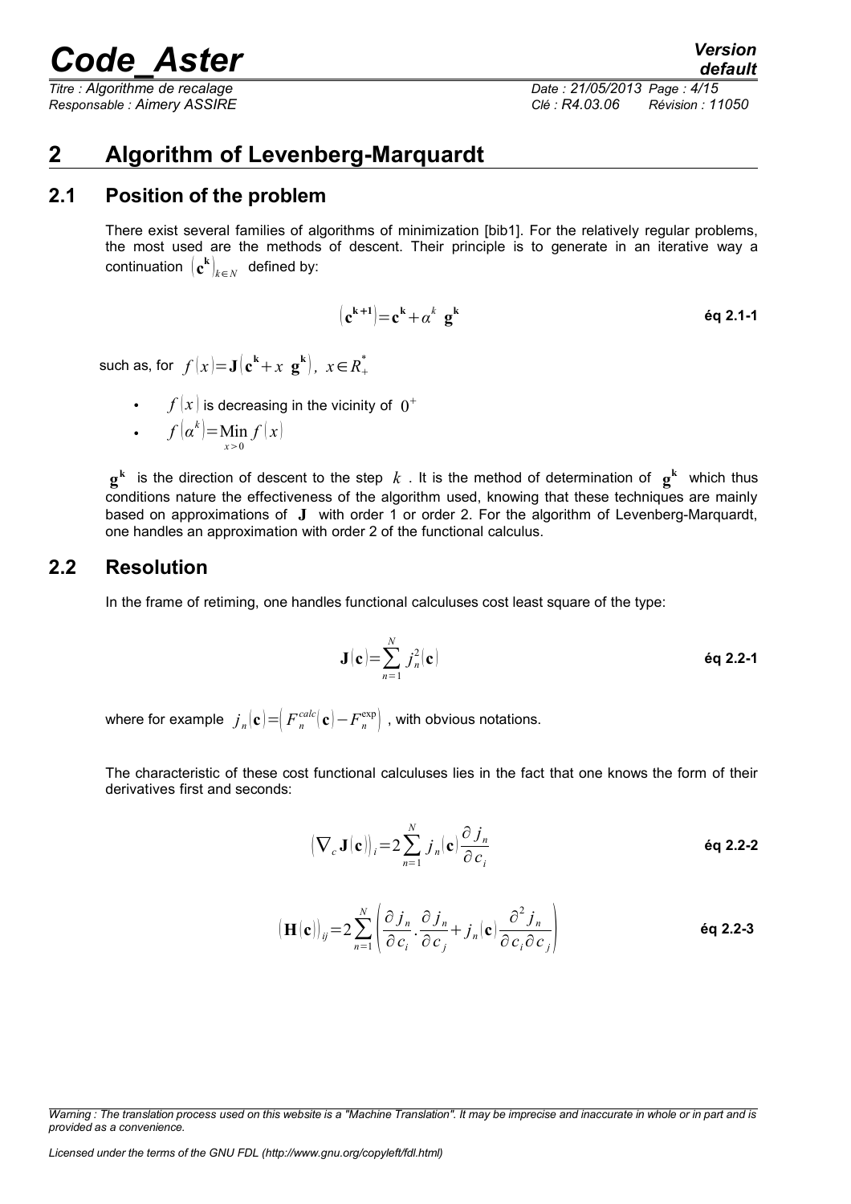# 2 Algorithm of Levenberg-Marquardt

## 2.1 Position of the problem

There exist several families of algorithms of minimization [bib1]. For the relatively regular problems, the most used are the methods of descent. Their principle is to generate in an iterative way a continuation $\left(\mathbf{c}^{\mathbf{k}}\right)_{k\in N}$ defined by:

$$\left(\mathbf{c}^{\mathbf{k+1}}\right)=\mathbf{c}^{\mathbf{k}}+\alpha^{k}\ \mathbf{g}^{\mathbf{k}} \qquad \textbf{éq 2.1-1}$$

such as, for $f(x)=\mathbf{J}\left(\mathbf{c}^{\mathbf{k}}+x\ \mathbf{g}^{\mathbf{k}}\right),\ x\in R_{+}^{*}$

- $f(x)$ is decreasing in the vicinity of $0^{+}$
- $f\left(\alpha^{k}\right)=\underset{x>0}{\mathrm{Min}}\, f(x)$

$\mathbf{g}^{\mathbf{k}}$ is the direction of descent to the step $k$. It is the method of determination of $\mathbf{g}^{\mathbf{k}}$ which thus conditions nature the effectiveness of the algorithm used, knowing that these techniques are mainly based on approximations of $\mathbf{J}$ with order 1 or order 2. For the algorithm of Levenberg-Marquardt, one handles an approximation with order 2 of the functional calculus.

## 2.2 Resolution

In the frame of retiming, one handles functional calculuses cost least square of the type:

$$\mathbf{J}(\mathbf{c})=\sum_{n=1}^{N} j_{n}^{2}(\mathbf{c}) \qquad \textbf{éq 2.2-1}$$

where for example $j_{n}(\mathbf{c})=\left(F_{n}^{calc}(\mathbf{c})-F_{n}^{\exp}\right)$, with obvious notations.

The characteristic of these cost functional calculuses lies in the fact that one knows the form of their derivatives first and seconds:

$$\left(\nabla_{c}\mathbf{J}(\mathbf{c})\right)_{i}=2\sum_{n=1}^{N} j_{n}(\mathbf{c})\frac{\partial j_{n}}{\partial c_{i}} \qquad \textbf{éq 2.2-2}$$

$$\left(\mathbf{H}(\mathbf{c})\right)_{ij}=2\sum_{n=1}^{N}\left(\frac{\partial j_{n}}{\partial c_{i}}\cdot\frac{\partial j_{n}}{\partial c_{j}}+j_{n}(\mathbf{c})\frac{\partial^{2} j_{n}}{\partial c_{i}\partial c_{j}}\right) \qquad \textbf{éq 2.2-3}$$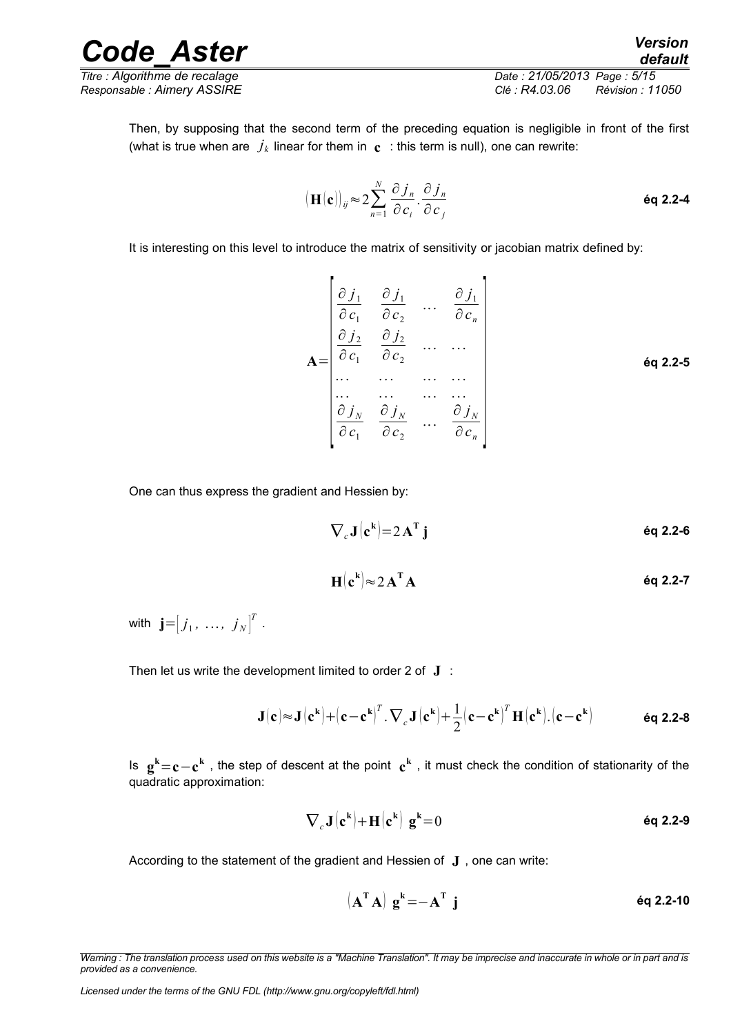Then, by supposing that the second term of the preceding equation is negligible in front of the first (what is true when are $j_k$ linear for them in $\mathbf{c}$ : this term is null), one can rewrite:

$$\left(\mathbf{H}(\mathbf{c})\right)_{ij} \approx 2\sum_{n=1}^{N} \frac{\partial j_n}{\partial c_i} \cdot \frac{\partial j_n}{\partial c_j} \qquad \text{éq 2.2-4}$$

It is interesting on this level to introduce the matrix of sensitivity or jacobian matrix defined by:

$$\mathbf{A} = \begin{bmatrix} \frac{\partial j_1}{\partial c_1} & \frac{\partial j_1}{\partial c_2} & \dots & \frac{\partial j_1}{\partial c_n} \\ \frac{\partial j_2}{\partial c_1} & \frac{\partial j_2}{\partial c_2} & \dots & \dots \\ \dots & \dots & \dots & \dots \\ \dots & \dots & \dots & \dots \\ \frac{\partial j_N}{\partial c_1} & \frac{\partial j_N}{\partial c_2} & \dots & \frac{\partial j_N}{\partial c_n} \end{bmatrix} \qquad \text{éq 2.2-5}$$

One can thus express the gradient and Hessien by:

$$\nabla_c \mathbf{J}\left(\mathbf{c^k}\right) = 2\,\mathbf{A^T}\,\mathbf{j} \qquad \text{éq 2.2-6}$$

$$\mathbf{H}\left(\mathbf{c^k}\right) \approx 2\,\mathbf{A^T}\mathbf{A} \qquad \text{éq 2.2-7}$$

with $\mathbf{j} = \left[j_1,\ \dots,\ j_N\right]^T$ .

Then let us write the development limited to order 2 of $\mathbf{J}$ :

$$\mathbf{J}(\mathbf{c}) \approx \mathbf{J}\left(\mathbf{c^k}\right) + \left(\mathbf{c} - \mathbf{c^k}\right)^T . \nabla_c \mathbf{J}\left(\mathbf{c^k}\right) + \frac{1}{2}\left(\mathbf{c} - \mathbf{c^k}\right)^T \mathbf{H}\left(\mathbf{c^k}\right) . \left(\mathbf{c} - \mathbf{c^k}\right) \qquad \text{éq 2.2-8}$$

Is $\mathbf{g^k} = \mathbf{c} - \mathbf{c^k}$ , the step of descent at the point $\mathbf{c^k}$ , it must check the condition of stationarity of the quadratic approximation:

$$\nabla_c \mathbf{J}\left(\mathbf{c^k}\right) + \mathbf{H}\left(\mathbf{c^k}\right)\ \mathbf{g^k} = 0 \qquad \text{éq 2.2-9}$$

According to the statement of the gradient and Hessien of $\mathbf{J}$ , one can write:

$$\left(\mathbf{A^T}\mathbf{A}\right)\ \mathbf{g^k} = -\mathbf{A^T}\ \mathbf{j} \qquad \text{éq 2.2-10}$$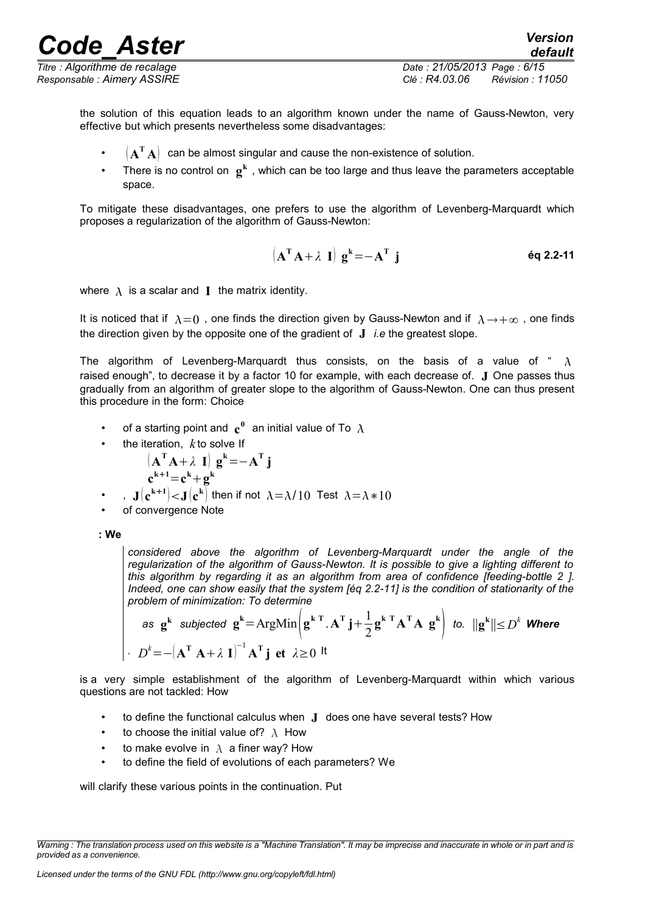the solution of this equation leads to an algorithm known under the name of Gauss-Newton, very effective but which presents nevertheless some disadvantages:

- $(\mathbf{A}^{\mathbf{T}}\mathbf{A})$ can be almost singular and cause the non-existence of solution.
- There is no control on $\mathbf{g}^{\mathbf{k}}$ , which can be too large and thus leave the parameters acceptable space.

To mitigate these disadvantages, one prefers to use the algorithm of Levenberg-Marquardt which proposes a regularization of the algorithm of Gauss-Newton:

$$(\mathbf{A}^{\mathbf{T}}\mathbf{A}+\lambda\ \mathbf{I})\ \mathbf{g}^{\mathbf{k}}=-\mathbf{A}^{\mathbf{T}}\ \mathbf{j} \qquad \textbf{éq 2.2-11}$$

where $\lambda$ is a scalar and $\mathbf{I}$ the matrix identity.

It is noticed that if $\lambda=0$ , one finds the direction given by Gauss-Newton and if $\lambda\rightarrow+\infty$ , one finds the direction given by the opposite one of the gradient of $\mathbf{J}$ *i.e* the greatest slope.

The algorithm of Levenberg-Marquardt thus consists, on the basis of a value of " $\lambda$ raised enough", to decrease it by a factor 10 for example, with each decrease of. $\mathbf{J}$ One passes thus gradually from an algorithm of greater slope to the algorithm of Gauss-Newton. One can thus present this procedure in the form: Choice

- of a starting point and $\mathbf{c}^{\mathbf{0}}$ an initial value of To $\lambda$
- the iteration, $k$ to solve If

  $$(\mathbf{A}^{\mathbf{T}}\mathbf{A}+\lambda\ \mathbf{I})\ \mathbf{g}^{\mathbf{k}}=-\mathbf{A}^{\mathbf{T}}\mathbf{j}$$
  $$\mathbf{c}^{\mathbf{k+1}}=\mathbf{c}^{\mathbf{k}}+\mathbf{g}^{\mathbf{k}}$$

- , $\mathbf{J}(\mathbf{c}^{\mathbf{k+1}})<\mathbf{J}(\mathbf{c}^{\mathbf{k}})$ then if not $\lambda=\lambda/10$ Test $\lambda=\lambda*10$
- of convergence Note

**: We**

*considered above the algorithm of Levenberg-Marquardt under the angle of the regularization of the algorithm of Gauss-Newton. It is possible to give a lighting different to this algorithm by regarding it as an algorithm from area of confidence [feeding-bottle 2 ]. Indeed, one can show easily that the system [éq 2.2-11] is the condition of stationarity of the problem of minimization: To determine*

*as* $\mathbf{g}^{\mathbf{k}}$ *subjected* $\mathbf{g}^{\mathbf{k}}=\mathrm{ArgMin}\left(\mathbf{g}^{\mathbf{k}\ \mathbf{T}}.\mathbf{A}^{\mathbf{T}}\mathbf{j}+\frac{1}{2}\mathbf{g}^{\mathbf{k}\ \mathbf{T}}\mathbf{A}^{\mathbf{T}}\mathbf{A}\ \mathbf{g}^{\mathbf{k}}\right)$ *to.* $\|\mathbf{g}^{\mathbf{k}}\|\leq D^{k}$ ***Where***

$\cdot$ $D^{k}=-(\mathbf{A}^{\mathbf{T}}\ \mathbf{A}+\lambda\ \mathbf{I})^{-1}\mathbf{A}^{\mathbf{T}}\mathbf{j}\ \ \mathbf{et}\ \ \lambda\geq 0$ It

is a very simple establishment of the algorithm of Levenberg-Marquardt within which various questions are not tackled: How

- to define the functional calculus when $\mathbf{J}$ does one have several tests? How
- to choose the initial value of? $\lambda$ How
- to make evolve in $\lambda$ a finer way? How
- to define the field of evolutions of each parameters? We

will clarify these various points in the continuation. Put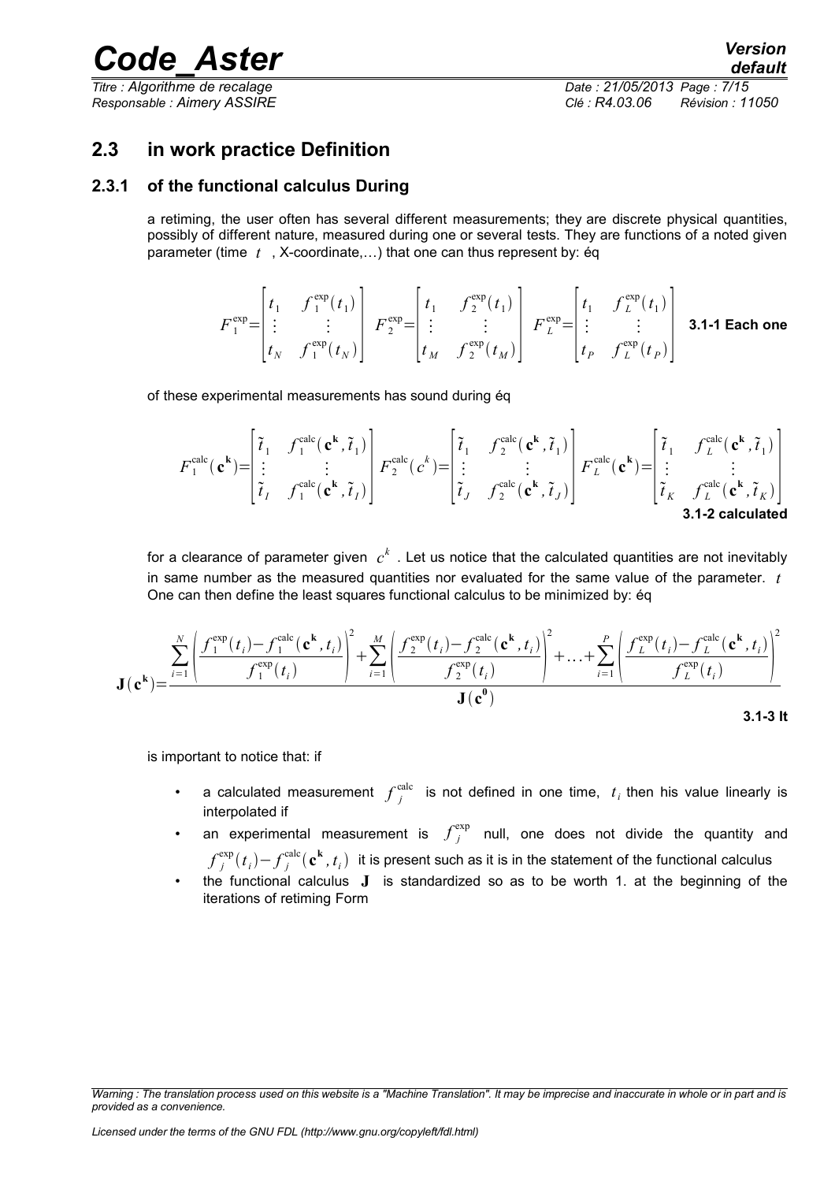## 2.3 in work practice Definition

### 2.3.1 of the functional calculus During

a retiming, the user often has several different measurements; they are discrete physical quantities, possibly of different nature, measured during one or several tests. They are functions of a noted given parameter (time $t$ , X-coordinate,…) that one can thus represent by: éq

$$
F_1^{\exp}=\begin{bmatrix} t_1 & f_1^{\exp}(t_1) \\ \vdots & \vdots \\ t_N & f_1^{\exp}(t_N) \end{bmatrix} \quad F_2^{\exp}=\begin{bmatrix} t_1 & f_2^{\exp}(t_1) \\ \vdots & \vdots \\ t_M & f_2^{\exp}(t_M) \end{bmatrix} \quad F_L^{\exp}=\begin{bmatrix} t_1 & f_L^{\exp}(t_1) \\ \vdots & \vdots \\ t_P & f_L^{\exp}(t_P) \end{bmatrix}
$$

**3.1-1 Each one**

of these experimental measurements has sound during éq

$$
F_1^{\text{calc}}(\mathbf{c^k})=\begin{bmatrix} \tilde{t}_1 & f_1^{\text{calc}}(\mathbf{c^k},\tilde{t}_1) \\ \vdots & \vdots \\ \tilde{t}_I & f_1^{\text{calc}}(\mathbf{c^k},\tilde{t}_I) \end{bmatrix} F_2^{\text{calc}}(c^k)=\begin{bmatrix} \tilde{t}_1 & f_2^{\text{calc}}(\mathbf{c^k},\tilde{t}_1) \\ \vdots & \vdots \\ \tilde{t}_J & f_2^{\text{calc}}(\mathbf{c^k},\tilde{t}_J) \end{bmatrix} F_L^{\text{calc}}(\mathbf{c^k})=\begin{bmatrix} \tilde{t}_1 & f_L^{\text{calc}}(\mathbf{c^k},\tilde{t}_1) \\ \vdots & \vdots \\ \tilde{t}_K & f_L^{\text{calc}}(\mathbf{c^k},\tilde{t}_K) \end{bmatrix}
$$

**3.1-2 calculated**

for a clearance of parameter given $c^k$ . Let us notice that the calculated quantities are not inevitably in same number as the measured quantities nor evaluated for the same value of the parameter. $t$ One can then define the least squares functional calculus to be minimized by: éq

$$
\mathbf{J}(\mathbf{c^k})=\frac{\sum_{i=1}^{N}\left(\frac{f_1^{\exp}(t_i)-f_1^{\text{calc}}(\mathbf{c^k},t_i)}{f_1^{\exp}(t_i)}\right)^2+\sum_{i=1}^{M}\left(\frac{f_2^{\exp}(t_i)-f_2^{\text{calc}}(\mathbf{c^k},t_i)}{f_2^{\exp}(t_i)}\right)^2+\ldots+\sum_{i=1}^{P}\left(\frac{f_L^{\exp}(t_i)-f_L^{\text{calc}}(\mathbf{c^k},t_i)}{f_L^{\exp}(t_i)}\right)^2}{\mathbf{J}(\mathbf{c^0})}
$$

**3.1-3 It**

is important to notice that: if

- a calculated measurement $f_j^{\text{calc}}$ is not defined in one time, $t_i$ then his value linearly is interpolated if
- an experimental measurement is $f_j^{\exp}$ null, one does not divide the quantity and $f_j^{\exp}(t_i)-f_j^{\text{calc}}(\mathbf{c^k},t_i)$ it is present such as it is in the statement of the functional calculus
- the functional calculus $\mathbf{J}$ is standardized so as to be worth 1. at the beginning of the iterations of retiming Form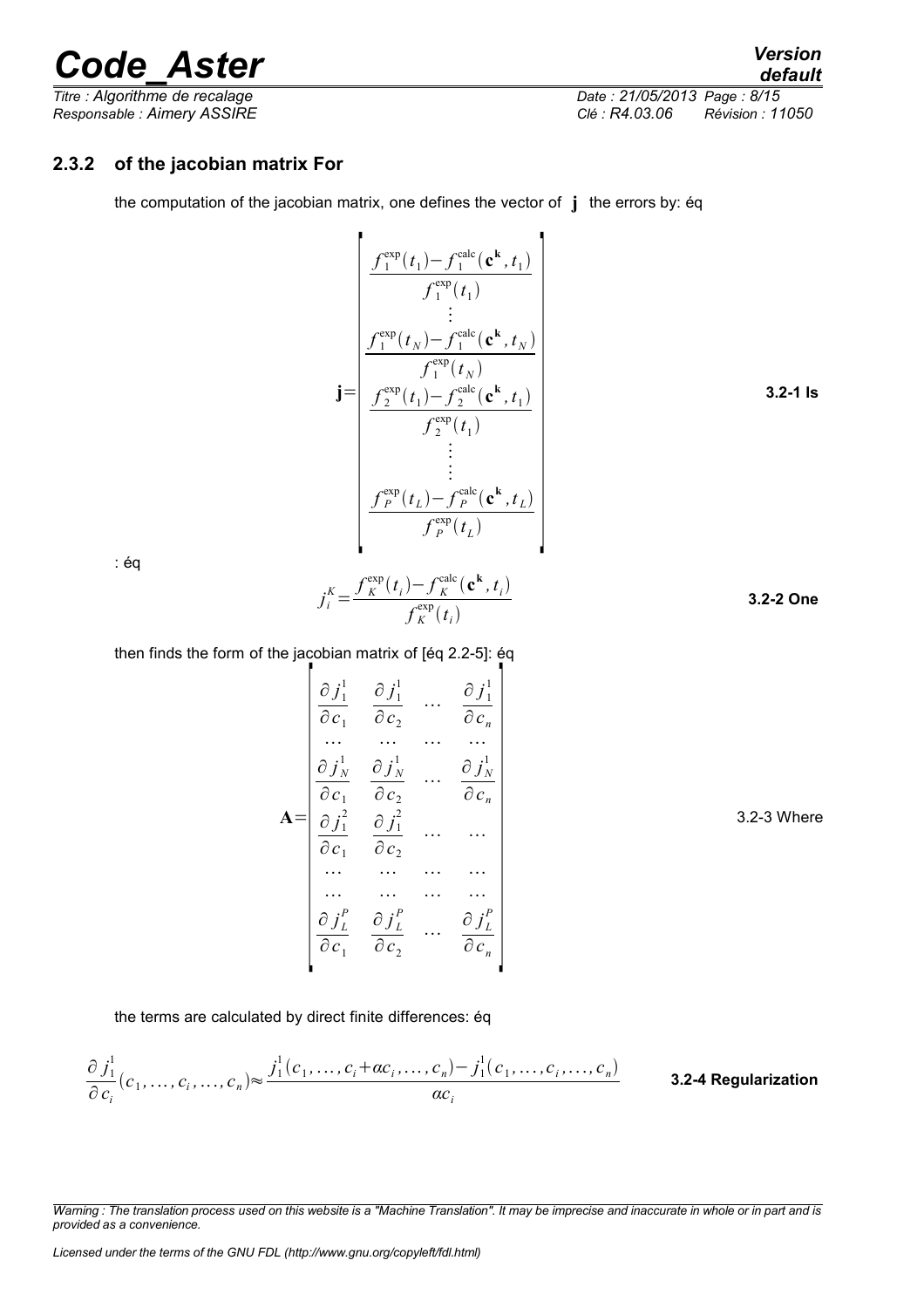### 2.3.2 of the jacobian matrix For

the computation of the jacobian matrix, one defines the vector of $\mathbf{j}$ the errors by: éq

$$\mathbf{j}=\begin{bmatrix} \dfrac{f_1^{\exp}(t_1)-f_1^{\text{calc}}(\mathbf{c^k},t_1)}{f_1^{\exp}(t_1)} \\ \vdots \\ \dfrac{f_1^{\exp}(t_N)-f_1^{\text{calc}}(\mathbf{c^k},t_N)}{f_1^{\exp}(t_N)} \\ \dfrac{f_2^{\exp}(t_1)-f_2^{\text{calc}}(\mathbf{c^k},t_1)}{f_2^{\exp}(t_1)} \\ \vdots \\ \vdots \\ \dfrac{f_P^{\exp}(t_L)-f_P^{\text{calc}}(\mathbf{c^k},t_L)}{f_P^{\exp}(t_L)} \end{bmatrix}$$

**3.2-1 Is**

: éq

$$j_i^K=\frac{f_K^{\exp}(t_i)-f_K^{\text{calc}}(\mathbf{c^k},t_i)}{f_K^{\exp}(t_i)}$$

**3.2-2 One**

then finds the form of the jacobian matrix of [éq 2.2-5]: éq

$$\mathbf{A}=\begin{bmatrix} \dfrac{\partial j_1^1}{\partial c_1} & \dfrac{\partial j_1^1}{\partial c_2} & \dots & \dfrac{\partial j_1^1}{\partial c_n} \\ \dots & \dots & \dots & \dots \\ \dfrac{\partial j_N^1}{\partial c_1} & \dfrac{\partial j_N^1}{\partial c_2} & \dots & \dfrac{\partial j_N^1}{\partial c_n} \\ \dfrac{\partial j_1^2}{\partial c_1} & \dfrac{\partial j_1^2}{\partial c_2} & \dots & \dots \\ \dots & \dots & \dots & \dots \\ \dots & \dots & \dots & \dots \\ \dfrac{\partial j_L^P}{\partial c_1} & \dfrac{\partial j_L^P}{\partial c_2} & \dots & \dfrac{\partial j_L^P}{\partial c_n} \end{bmatrix}$$

3.2-3 Where

the terms are calculated by direct finite differences: éq

$$\frac{\partial j_1^1}{\partial c_i}(c_1,\dots,c_i,\dots,c_n)\approx\frac{j_1^1(c_1,\dots,c_i+\alpha c_i,\dots,c_n)-j_1^1(c_1,\dots,c_i,\dots,c_n)}{\alpha c_i}$$

**3.2-4 Regularization**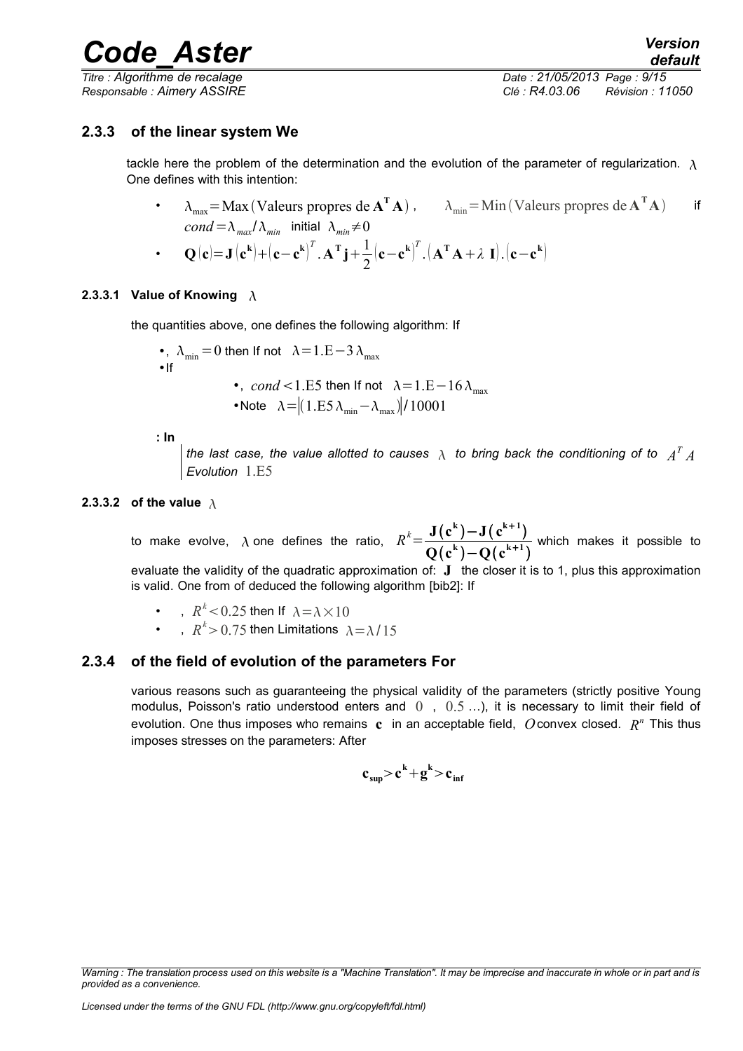### 2.3.3 of the linear system We

tackle here the problem of the determination and the evolution of the parameter of regularization. $\lambda$ One defines with this intention:

- $\lambda_{\max} = \mathrm{Max}(\text{Valeurs propres de } \mathbf{A}^{\mathbf{T}}\mathbf{A})$, $\lambda_{\min} = \mathrm{Min}(\text{Valeurs propres de } \mathbf{A}^{\mathbf{T}}\mathbf{A})$ if $cond = \lambda_{max}/\lambda_{min}$ initial $\lambda_{min} \neq 0$
- $\mathbf{Q}(\mathbf{c}) = \mathbf{J}(\mathbf{c}^{\mathbf{k}}) + (\mathbf{c} - \mathbf{c}^{\mathbf{k}})^T . \mathbf{A}^{\mathbf{T}}\mathbf{j} + \dfrac{1}{2}(\mathbf{c} - \mathbf{c}^{\mathbf{k}})^T . (\mathbf{A}^{\mathbf{T}}\mathbf{A} + \lambda\, \mathbf{I}) . (\mathbf{c} - \mathbf{c}^{\mathbf{k}})$

#### 2.3.3.1 Value of Knowing $\lambda$

the quantities above, one defines the following algorithm: If

- , $\lambda_{\min} = 0$ then If not $\lambda = 1.\mathrm{E}-3\,\lambda_{\max}$
- If
  - , $cond < 1.\mathrm{E}5$ then If not $\lambda = 1.\mathrm{E}-16\,\lambda_{\max}$
  - Note $\lambda = |(1.\mathrm{E}5\,\lambda_{\min} - \lambda_{\max})|/10001$

**: In**

*the last case, the value allotted to causes $\lambda$ to bring back the conditioning of to $A^T A$ Evolution* $1.\mathrm{E}5$

#### 2.3.3.2 of the value $\lambda$

to make evolve, $\lambda$ one defines the ratio, $R^k = \dfrac{\mathbf{J}(\mathbf{c}^{\mathbf{k}}) - \mathbf{J}(\mathbf{c}^{\mathbf{k+1}})}{\mathbf{Q}(\mathbf{c}^{\mathbf{k}}) - \mathbf{Q}(\mathbf{c}^{\mathbf{k+1}})}$ which makes it possible to evaluate the validity of the quadratic approximation of: $\mathbf{J}$ the closer it is to 1, plus this approximation is valid. One from of deduced the following algorithm [bib2]: If

- , $R^k < 0.25$ then If $\lambda = \lambda \times 10$
- , $R^k > 0.75$ then Limitations $\lambda = \lambda / 15$

### 2.3.4 of the field of evolution of the parameters For

various reasons such as guaranteeing the physical validity of the parameters (strictly positive Young modulus, Poisson's ratio understood enters and $0$ , $0.5$ …), it is necessary to limit their field of evolution. One thus imposes who remains $\mathbf{c}$ in an acceptable field, $O$ convex closed. $R^n$ This thus imposes stresses on the parameters: After

$$\mathbf{c}_{\mathbf{sup}} > \mathbf{c}^{\mathbf{k}} + \mathbf{g}^{\mathbf{k}} > \mathbf{c}_{\mathbf{inf}}$$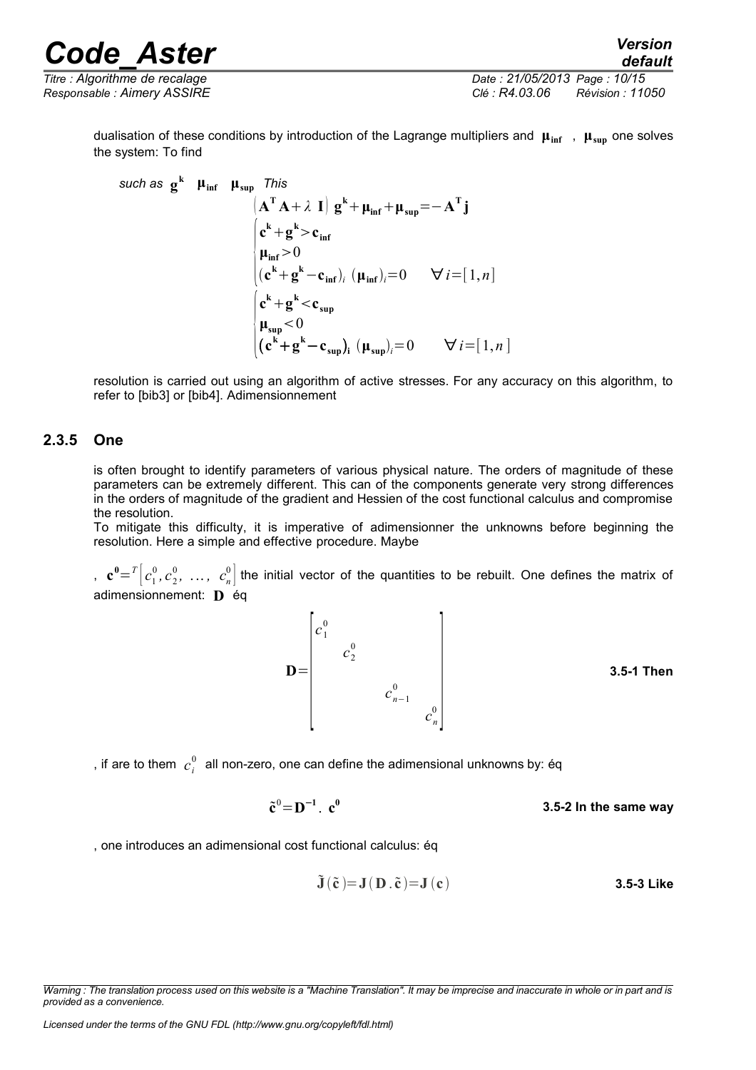dualisation of these conditions by introduction of the Lagrange multipliers and $\mathbf{\mu_{inf}}$ , $\mathbf{\mu_{sup}}$ one solves the system: To find

*such as* $\mathbf{g^k}$ $\mathbf{\mu_{inf}}$ $\mathbf{\mu_{sup}}$ *This*

$$
\begin{aligned}
&\left(\mathbf{A^T A} + \lambda \ \mathbf{I}\right) \mathbf{g^k} + \mathbf{\mu_{inf}} + \mathbf{\mu_{sup}} = -\mathbf{A^T j} \\
&\begin{cases}
\mathbf{c^k} + \mathbf{g^k} > \mathbf{c_{inf}} \\
\mathbf{\mu_{inf}} > 0 \\
(\mathbf{c^k} + \mathbf{g^k} - \mathbf{c_{inf}})_i \ (\mathbf{\mu_{inf}})_i = 0 \qquad \forall i = [1, n]
\end{cases} \\
&\begin{cases}
\mathbf{c^k} + \mathbf{g^k} < \mathbf{c_{sup}} \\
\mathbf{\mu_{sup}} < 0 \\
(\mathbf{c^k} + \mathbf{g^k} - \mathbf{c_{sup}})_i \ (\mathbf{\mu_{sup}})_i = 0 \qquad \forall i = [1, n]
\end{cases}
\end{aligned}
$$

resolution is carried out using an algorithm of active stresses. For any accuracy on this algorithm, to refer to [bib3] or [bib4]. Adimensionnement

### 2.3.5 One

is often brought to identify parameters of various physical nature. The orders of magnitude of these parameters can be extremely different. This can of the components generate very strong differences in the orders of magnitude of the gradient and Hessien of the cost functional calculus and compromise the resolution.

To mitigate this difficulty, it is imperative of adimensionner the unknowns before beginning the resolution. Here a simple and effective procedure. Maybe

, $\mathbf{c^0} = {}^T\left[c_1^0, c_2^0, \ \dots, \ c_n^0\right]$ the initial vector of the quantities to be rebuilt. One defines the matrix of adimensionnement: $\mathbf{D}$ éq

$$
\mathbf{D} = \begin{bmatrix}
c_1^0 & & & \\
& c_2^0 & & \\
& & c_{n-1}^0 & \\
& & & c_n^0
\end{bmatrix}
$$

**3.5-1 Then**

, if are to them $c_i^0$ all non-zero, one can define the adimensional unknowns by: éq

$$
\tilde{\mathbf{c}}^0 = \mathbf{D^{-1}} . \ \mathbf{c^0}
$$

**3.5-2 In the same way**

, one introduces an adimensional cost functional calculus: éq

$$
\tilde{\mathbf{J}}(\tilde{\mathbf{c}}) = \mathbf{J}(\mathbf{D} . \tilde{\mathbf{c}}) = \mathbf{J}(\mathbf{c})
$$

**3.5-3 Like**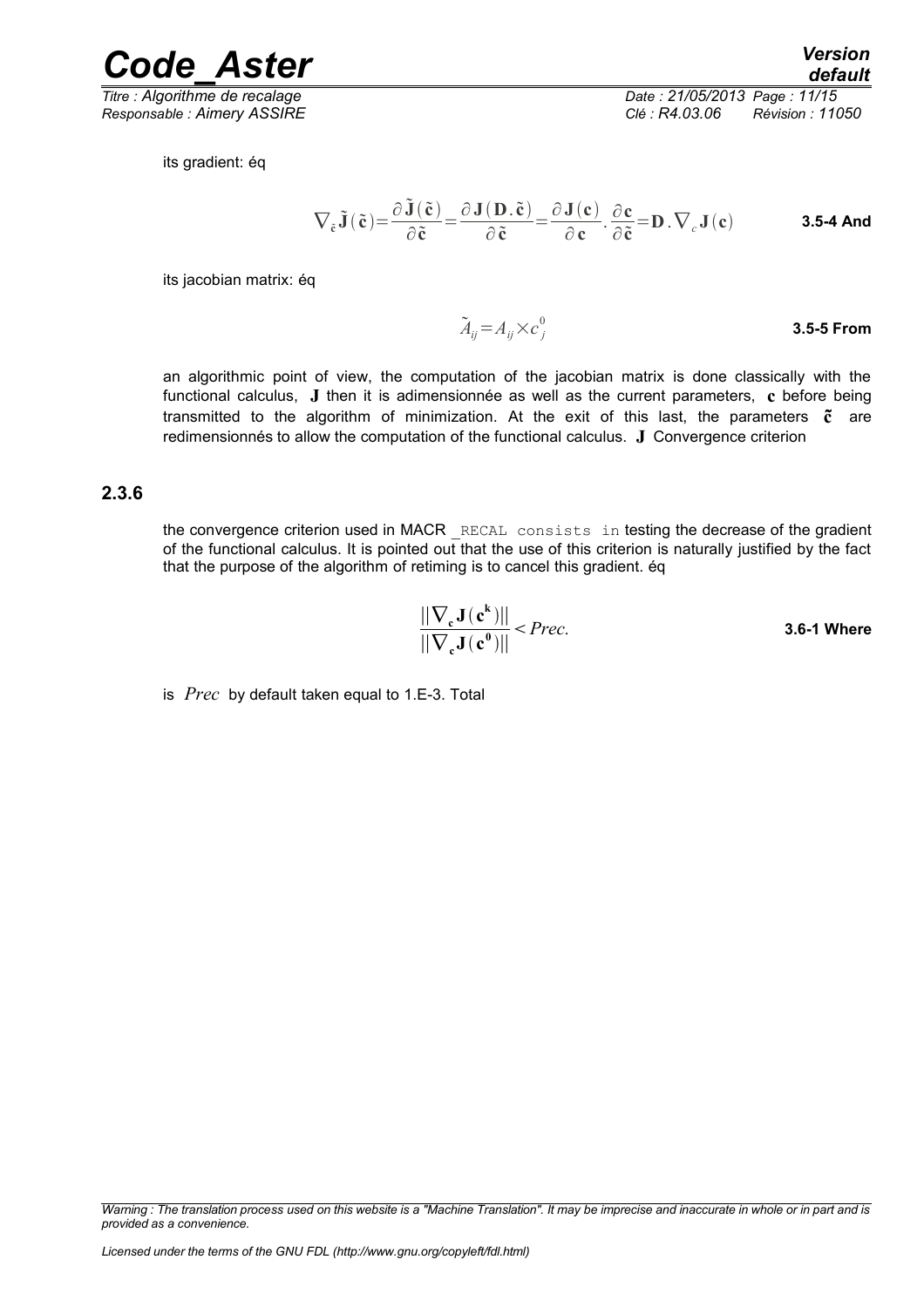its gradient: éq

$$\nabla_{\tilde{\mathbf{c}}} \tilde{\mathbf{J}}(\tilde{\mathbf{c}}) = \frac{\partial \tilde{\mathbf{J}}(\tilde{\mathbf{c}})}{\partial \tilde{\mathbf{c}}} = \frac{\partial \mathbf{J}(\mathbf{D}.\tilde{\mathbf{c}})}{\partial \tilde{\mathbf{c}}} = \frac{\partial \mathbf{J}(\mathbf{c})}{\partial \mathbf{c}} . \frac{\partial \mathbf{c}}{\partial \tilde{\mathbf{c}}} = \mathbf{D} . \nabla_c \mathbf{J}(\mathbf{c})$$ **3.5-4 And**

its jacobian matrix: éq

$$\tilde{A}_{ij} = A_{ij} \times c_j^0$$ **3.5-5 From**

an algorithmic point of view, the computation of the jacobian matrix is done classically with the functional calculus, $\mathbf{J}$ then it is adimensionnée as well as the current parameters, $\mathbf{c}$ before being transmitted to the algorithm of minimization. At the exit of this last, the parameters $\tilde{\mathbf{c}}$ are redimensionnés to allow the computation of the functional calculus. $\mathbf{J}$ Convergence criterion

### 2.3.6

the convergence criterion used in MACR `_RECAL consists in` testing the decrease of the gradient of the functional calculus. It is pointed out that the use of this criterion is naturally justified by the fact that the purpose of the algorithm of retiming is to cancel this gradient. éq

$$\frac{||\nabla_{\mathbf{c}} \mathbf{J}(\mathbf{c}^{\mathbf{k}})||}{||\nabla_{\mathbf{c}} \mathbf{J}(\mathbf{c}^{\mathbf{0}})||} < Prec.$$ **3.6-1 Where**

is $Prec$ by default taken equal to 1.E-3. Total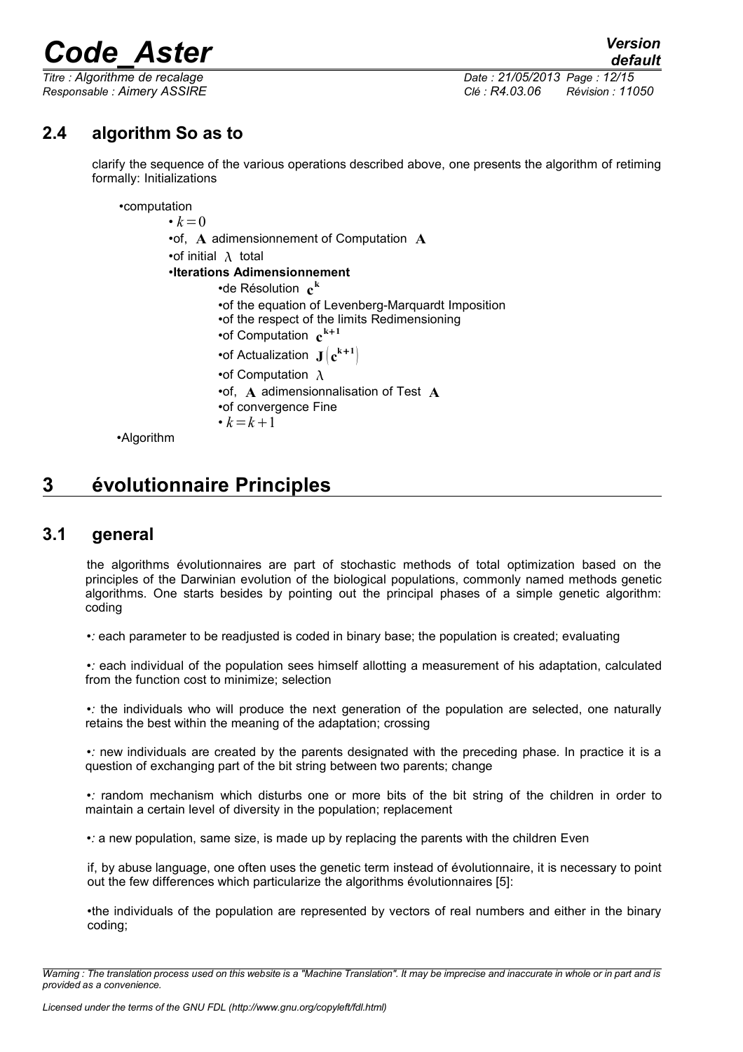## 2.4 algorithm So as to

clarify the sequence of the various operations described above, one presents the algorithm of retiming formally: Initializations

- computation
  - $k=0$
  - of, $\mathbf{A}$ adimensionnement of Computation $\mathbf{A}$
  - of initial $\lambda$ total
  - **Iterations Adimensionnement**
    - de Résolution $\mathbf{c}^{\mathbf{k}}$
    - of the equation of Levenberg-Marquardt Imposition
    - of the respect of the limits Redimensioning
    - of Computation $\mathbf{c}^{\mathbf{k+1}}$
    - of Actualization $\mathbf{J}\left(\mathbf{c}^{\mathbf{k+1}}\right)$
    - of Computation $\lambda$
    - of, $\mathbf{A}$ adimensionnalisation of Test $\mathbf{A}$
    - of convergence Fine
    - $k=k+1$
- Algorithm

# 3 évolutionnaire Principles

## 3.1 general

the algorithms évolutionnaires are part of stochastic methods of total optimization based on the principles of the Darwinian evolution of the biological populations, commonly named methods genetic algorithms. One starts besides by pointing out the principal phases of a simple genetic algorithm: coding

*•:* each parameter to be readjusted is coded in binary base; the population is created; evaluating

*•:* each individual of the population sees himself allotting a measurement of his adaptation, calculated from the function cost to minimize; selection

*•:* the individuals who will produce the next generation of the population are selected, one naturally retains the best within the meaning of the adaptation; crossing

*•:* new individuals are created by the parents designated with the preceding phase. In practice it is a question of exchanging part of the bit string between two parents; change

*•:* random mechanism which disturbs one or more bits of the bit string of the children in order to maintain a certain level of diversity in the population; replacement

*•:* a new population, same size, is made up by replacing the parents with the children Even

if, by abuse language, one often uses the genetic term instead of évolutionnaire, it is necessary to point out the few differences which particularize the algorithms évolutionnaires [5]:

•the individuals of the population are represented by vectors of real numbers and either in the binary coding;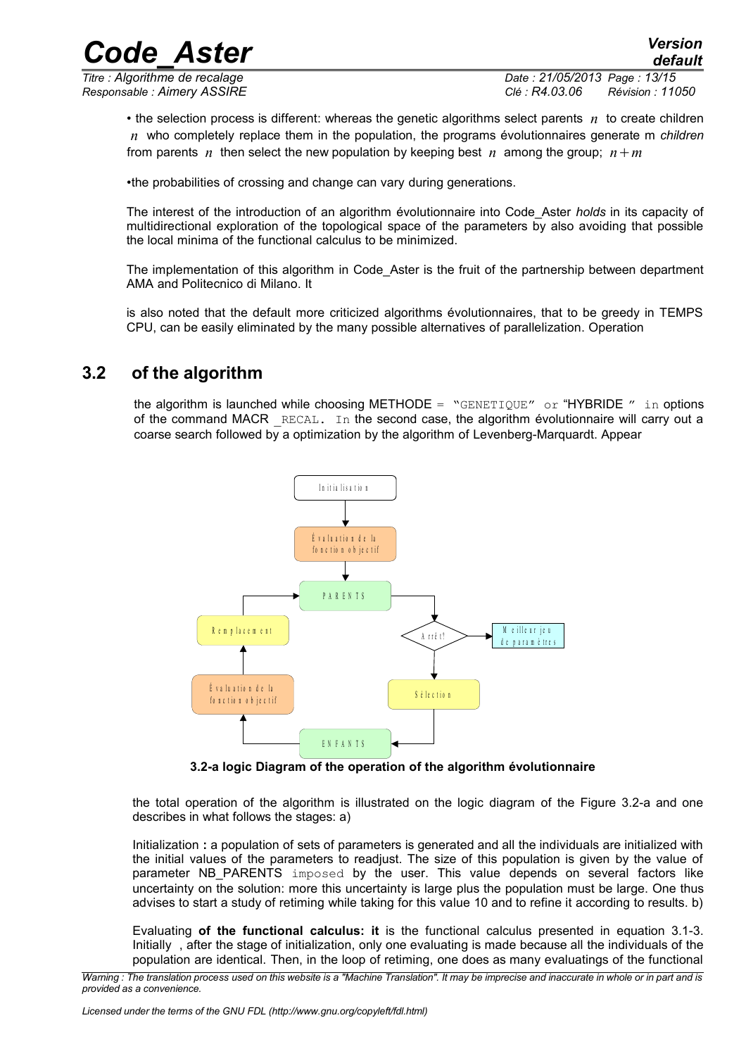• the selection process is different: whereas the genetic algorithms select parents $n$ to create children $n$ who completely replace them in the population, the programs évolutionnaires generate m *children* from parents $n$ then select the new population by keeping best $n$ among the group; $n+m$

•the probabilities of crossing and change can vary during generations.

The interest of the introduction of an algorithm évolutionnaire into Code_Aster *holds* in its capacity of multidirectional exploration of the topological space of the parameters by also avoiding that possible the local minima of the functional calculus to be minimized.

The implementation of this algorithm in Code_Aster is the fruit of the partnership between department AMA and Politecnico di Milano. It

is also noted that the default more criticized algorithms évolutionnaires, that to be greedy in TEMPS CPU, can be easily eliminated by the many possible alternatives of parallelization. Operation

## 3.2 of the algorithm

the algorithm is launched while choosing METHODE = "GENETIQUE" or "HYBRIDE " in options of the command MACR _RECAL. In the second case, the algorithm évolutionnaire will carry out a coarse search followed by a optimization by the algorithm of Levenberg-Marquardt. Appear

**3.2-a logic Diagram of the operation of the algorithm évolutionnaire**

the total operation of the algorithm is illustrated on the logic diagram of the Figure 3.2-a and one describes in what follows the stages: a)

Initialization **:** a population of sets of parameters is generated and all the individuals are initialized with the initial values of the parameters to readjust. The size of this population is given by the value of parameter NB_PARENTS imposed by the user. This value depends on several factors like uncertainty on the solution: more this uncertainty is large plus the population must be large. One thus advises to start a study of retiming while taking for this value 10 and to refine it according to results. b)

Evaluating **of the functional calculus: it** is the functional calculus presented in equation 3.1-3. Initially , after the stage of initialization, only one evaluating is made because all the individuals of the population are identical. Then, in the loop of retiming, one does as many evaluatings of the functional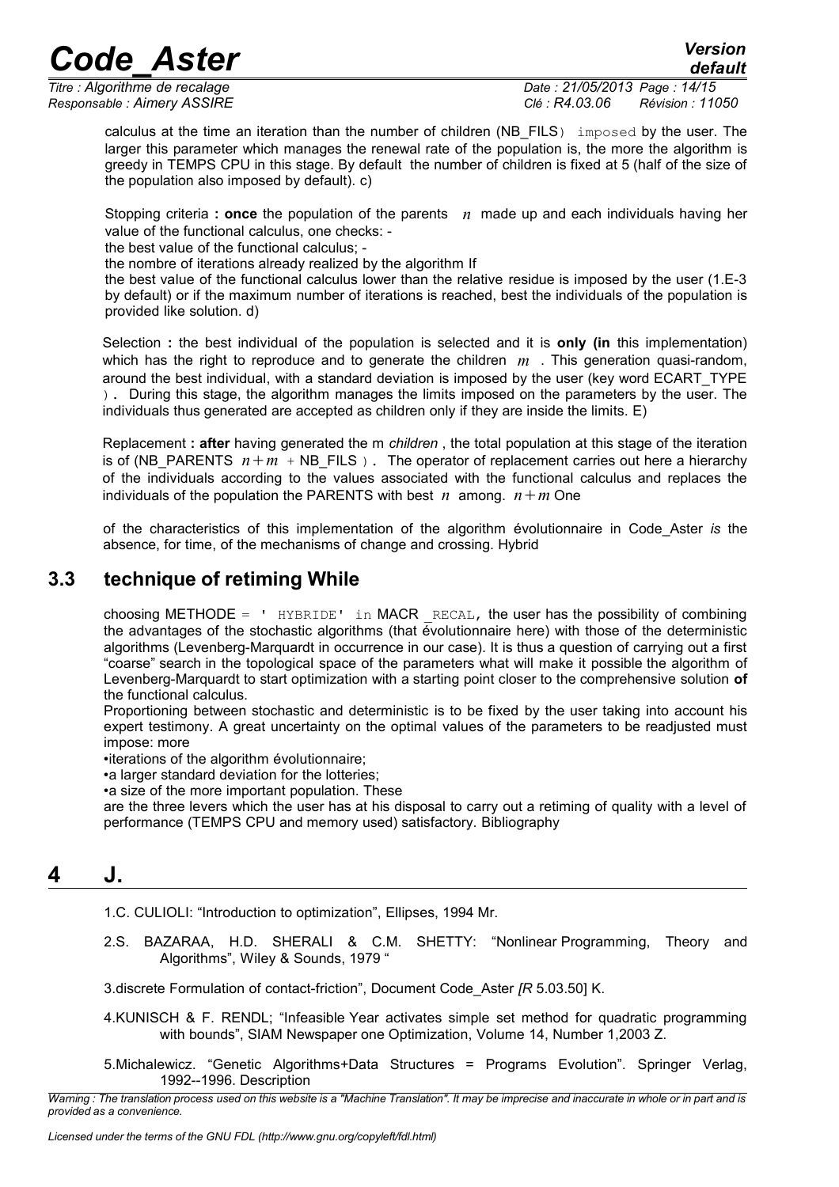calculus at the time an iteration than the number of children (NB_FILS) imposed by the user. The larger this parameter which manages the renewal rate of the population is, the more the algorithm is greedy in TEMPS CPU in this stage. By default the number of children is fixed at 5 (half of the size of the population also imposed by default). c)

Stopping criteria **: once** the population of the parents $n$ made up and each individuals having her value of the functional calculus, one checks: -

the best value of the functional calculus; -

the nombre of iterations already realized by the algorithm If

the best value of the functional calculus lower than the relative residue is imposed by the user (1.E-3 by default) or if the maximum number of iterations is reached, best the individuals of the population is provided like solution. d)

Selection **:** the best individual of the population is selected and it is **only (in** this implementation) which has the right to reproduce and to generate the children $m$ . This generation quasi-random, around the best individual, with a standard deviation is imposed by the user (key word ECART_TYPE ). During this stage, the algorithm manages the limits imposed on the parameters by the user. The individuals thus generated are accepted as children only if they are inside the limits. E)

Replacement **: after** having generated the m *children* , the total population at this stage of the iteration is of (NB_PARENTS $n+m$ + NB_FILS ). The operator of replacement carries out here a hierarchy of the individuals according to the values associated with the functional calculus and replaces the individuals of the population the PARENTS with best $n$ among. $n+m$ One

of the characteristics of this implementation of the algorithm évolutionnaire in Code_Aster *is* the absence, for time, of the mechanisms of change and crossing. Hybrid

## 3.3 technique of retiming While

choosing METHODE = ' HYBRIDE' in MACR _RECAL, the user has the possibility of combining the advantages of the stochastic algorithms (that évolutionnaire here) with those of the deterministic algorithms (Levenberg-Marquardt in occurrence in our case). It is thus a question of carrying out a first "coarse" search in the topological space of the parameters what will make it possible the algorithm of Levenberg-Marquardt to start optimization with a starting point closer to the comprehensive solution **of** the functional calculus.

Proportioning between stochastic and deterministic is to be fixed by the user taking into account his expert testimony. A great uncertainty on the optimal values of the parameters to be readjusted must impose: more

- iterations of the algorithm évolutionnaire;
- a larger standard deviation for the lotteries;
- a size of the more important population. These

are the three levers which the user has at his disposal to carry out a retiming of quality with a level of performance (TEMPS CPU and memory used) satisfactory. Bibliography

# 4 J.

1.C. CULIOLI: "Introduction to optimization", Ellipses, 1994 Mr.

2.S. BAZARAA, H.D. SHERALI & C.M. SHETTY: "Nonlinear Programming, Theory and Algorithms", Wiley & Sounds, 1979 "

3.discrete Formulation of contact-friction", Document Code_Aster *[R* 5.03.50] K.

4.KUNISCH & F. RENDL; "Infeasible Year activates simple set method for quadratic programming with bounds", SIAM Newspaper one Optimization, Volume 14, Number 1,2003 Z.

5.Michalewicz. "Genetic Algorithms+Data Structures = Programs Evolution". Springer Verlag, 1992--1996. Description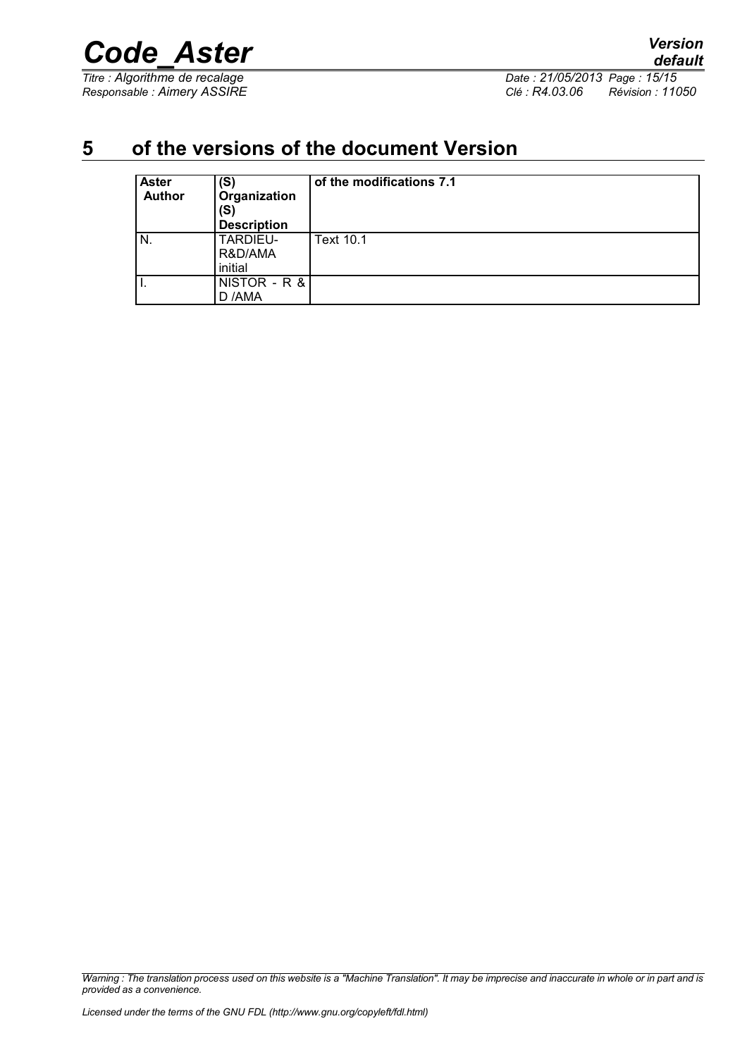## 5 of the versions of the document Version

| Aster Author | (S) Organization (S) Description | of the modifications 7.1 |
|---|---|---|
| N. | TARDIEU- R&D/AMA initial | Text 10.1 |
| I. | NISTOR - R & D /AMA | |

*Warning : The translation process used on this website is a "Machine Translation". It may be imprecise and inaccurate in whole or in part and is provided as a convenience.*

*Licensed under the terms of the GNU FDL (http://www.gnu.org/copyleft/fdl.html)*